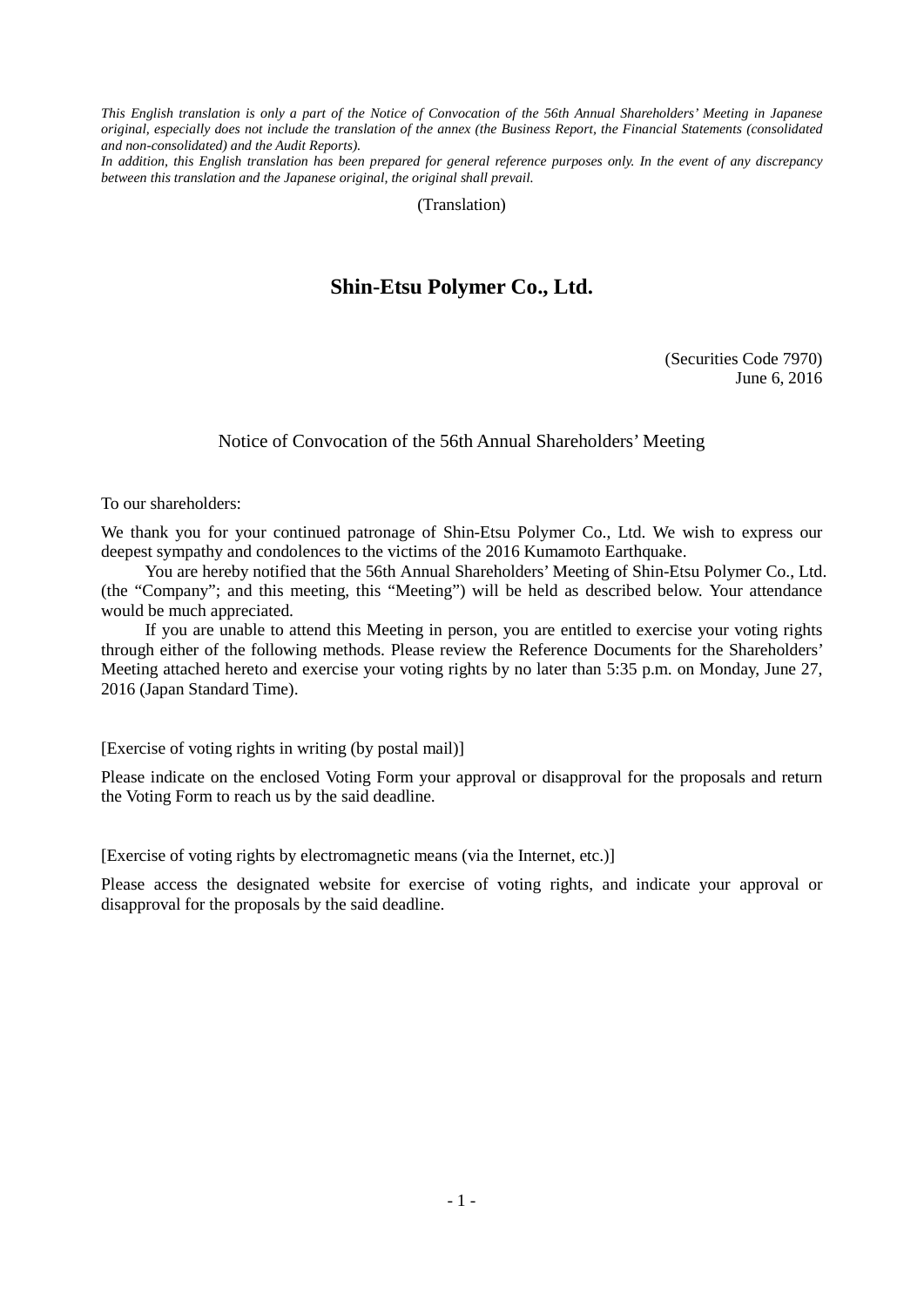*This English translation is only a part of the Notice of Convocation of the 56th Annual Shareholders' Meeting in Japanese original, especially does not include the translation of the annex (the Business Report, the Financial Statements (consolidated and non-consolidated) and the Audit Reports).*
*In addition, this English translation has been prepared for general reference purposes only. In the event of any discrepancy between this translation and the Japanese original, the original shall prevail.*

(Translation)

# Shin-Etsu Polymer Co., Ltd.

(Securities Code 7970)
June 6, 2016

## Notice of Convocation of the 56th Annual Shareholders' Meeting

To our shareholders:

We thank you for your continued patronage of Shin-Etsu Polymer Co., Ltd. We wish to express our deepest sympathy and condolences to the victims of the 2016 Kumamoto Earthquake.

You are hereby notified that the 56th Annual Shareholders' Meeting of Shin-Etsu Polymer Co., Ltd. (the "Company"; and this meeting, this "Meeting") will be held as described below. Your attendance would be much appreciated.

If you are unable to attend this Meeting in person, you are entitled to exercise your voting rights through either of the following methods. Please review the Reference Documents for the Shareholders' Meeting attached hereto and exercise your voting rights by no later than 5:35 p.m. on Monday, June 27, 2016 (Japan Standard Time).

[Exercise of voting rights in writing (by postal mail)]

Please indicate on the enclosed Voting Form your approval or disapproval for the proposals and return the Voting Form to reach us by the said deadline.

[Exercise of voting rights by electromagnetic means (via the Internet, etc.)]

Please access the designated website for exercise of voting rights, and indicate your approval or disapproval for the proposals by the said deadline.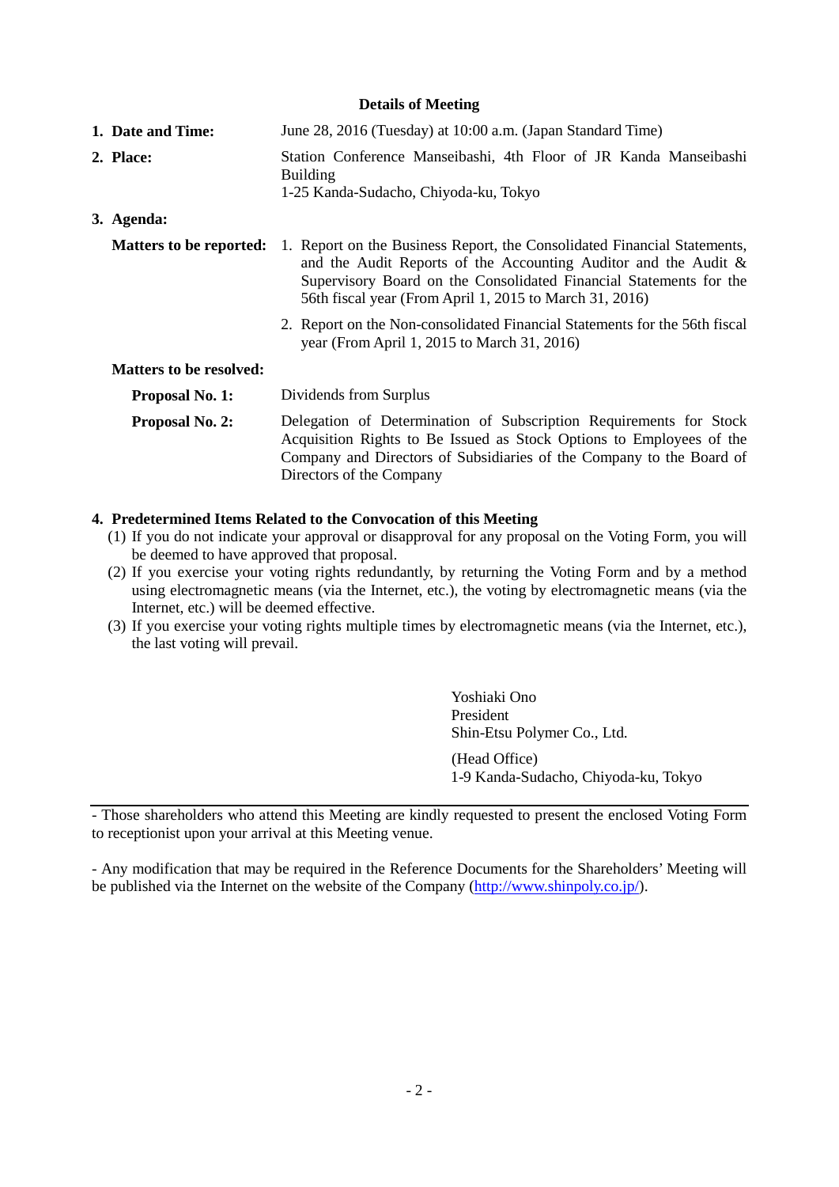## Details of Meeting

**1. Date and Time:** June 28, 2016 (Tuesday) at 10:00 a.m. (Japan Standard Time)

**2. Place:** Station Conference Manseibashi, 4th Floor of JR Kanda Manseibashi Building
1-25 Kanda-Sudacho, Chiyoda-ku, Tokyo

**3. Agenda:**

**Matters to be reported:**

1. Report on the Business Report, the Consolidated Financial Statements, and the Audit Reports of the Accounting Auditor and the Audit & Supervisory Board on the Consolidated Financial Statements for the 56th fiscal year (From April 1, 2015 to March 31, 2016)
2. Report on the Non-consolidated Financial Statements for the 56th fiscal year (From April 1, 2015 to March 31, 2016)

**Matters to be resolved:**

**Proposal No. 1:** Dividends from Surplus

**Proposal No. 2:** Delegation of Determination of Subscription Requirements for Stock Acquisition Rights to Be Issued as Stock Options to Employees of the Company and Directors of Subsidiaries of the Company to the Board of Directors of the Company

**4. Predetermined Items Related to the Convocation of this Meeting**

(1) If you do not indicate your approval or disapproval for any proposal on the Voting Form, you will be deemed to have approved that proposal.

(2) If you exercise your voting rights redundantly, by returning the Voting Form and by a method using electromagnetic means (via the Internet, etc.), the voting by electromagnetic means (via the Internet, etc.) will be deemed effective.

(3) If you exercise your voting rights multiple times by electromagnetic means (via the Internet, etc.), the last voting will prevail.

Yoshiaki Ono
President
Shin-Etsu Polymer Co., Ltd.

(Head Office)
1-9 Kanda-Sudacho, Chiyoda-ku, Tokyo

---

- Those shareholders who attend this Meeting are kindly requested to present the enclosed Voting Form to receptionist upon your arrival at this Meeting venue.

- Any modification that may be required in the Reference Documents for the Shareholders' Meeting will be published via the Internet on the website of the Company (http://www.shinpoly.co.jp/).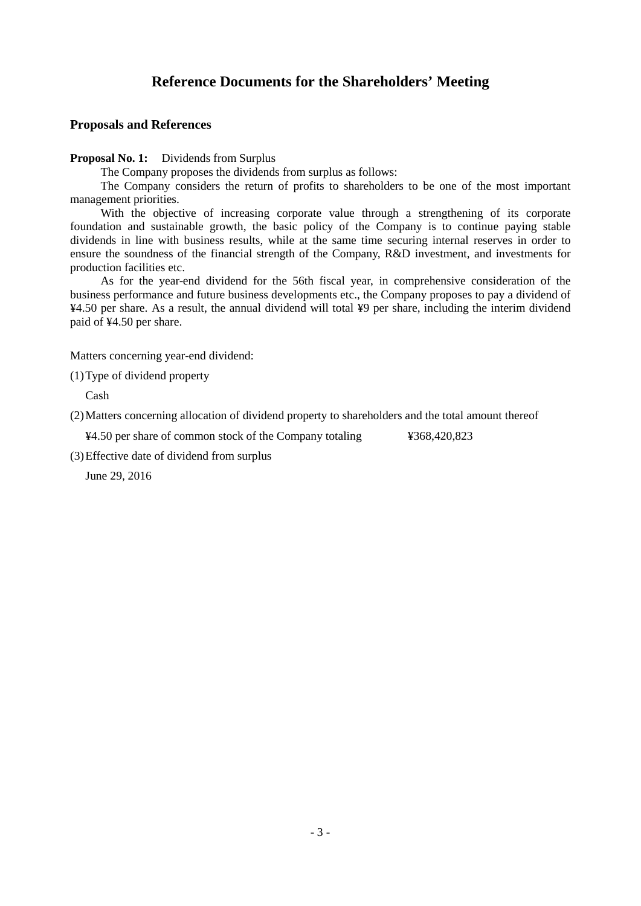# Reference Documents for the Shareholders' Meeting

## Proposals and References

**Proposal No. 1:** Dividends from Surplus

The Company proposes the dividends from surplus as follows:

The Company considers the return of profits to shareholders to be one of the most important management priorities.

With the objective of increasing corporate value through a strengthening of its corporate foundation and sustainable growth, the basic policy of the Company is to continue paying stable dividends in line with business results, while at the same time securing internal reserves in order to ensure the soundness of the financial strength of the Company, R&D investment, and investments for production facilities etc.

As for the year-end dividend for the 56th fiscal year, in comprehensive consideration of the business performance and future business developments etc., the Company proposes to pay a dividend of ¥4.50 per share. As a result, the annual dividend will total ¥9 per share, including the interim dividend paid of ¥4.50 per share.

Matters concerning year-end dividend:

(1) Type of dividend property

Cash

(2) Matters concerning allocation of dividend property to shareholders and the total amount thereof

¥4.50 per share of common stock of the Company totaling ¥368,420,823

(3) Effective date of dividend from surplus

June 29, 2016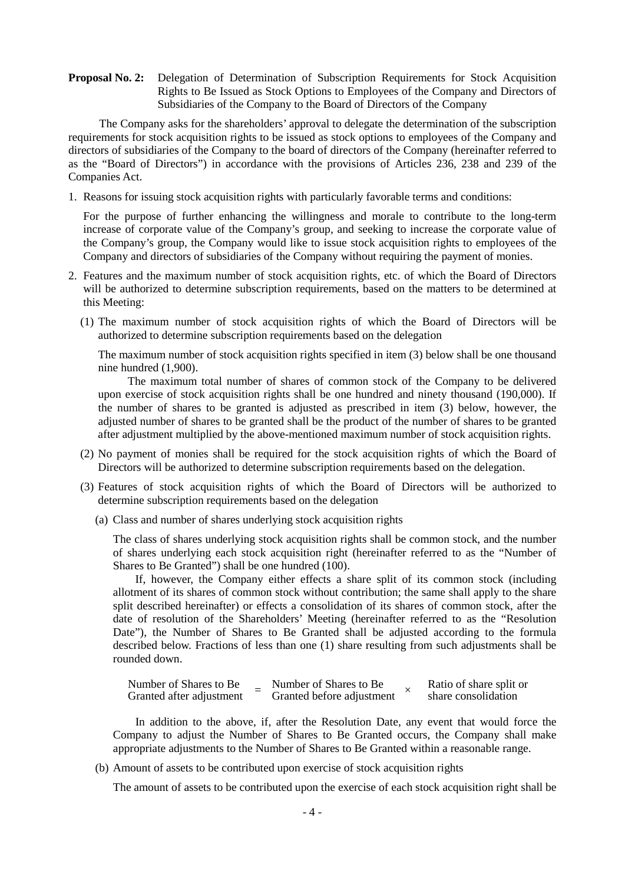**Proposal No. 2:** Delegation of Determination of Subscription Requirements for Stock Acquisition Rights to Be Issued as Stock Options to Employees of the Company and Directors of Subsidiaries of the Company to the Board of Directors of the Company

The Company asks for the shareholders' approval to delegate the determination of the subscription requirements for stock acquisition rights to be issued as stock options to employees of the Company and directors of subsidiaries of the Company to the board of directors of the Company (hereinafter referred to as the "Board of Directors") in accordance with the provisions of Articles 236, 238 and 239 of the Companies Act.

1. Reasons for issuing stock acquisition rights with particularly favorable terms and conditions:

   For the purpose of further enhancing the willingness and morale to contribute to the long-term increase of corporate value of the Company's group, and seeking to increase the corporate value of the Company's group, the Company would like to issue stock acquisition rights to employees of the Company and directors of subsidiaries of the Company without requiring the payment of monies.

2. Features and the maximum number of stock acquisition rights, etc. of which the Board of Directors will be authorized to determine subscription requirements, based on the matters to be determined at this Meeting:

   (1) The maximum number of stock acquisition rights of which the Board of Directors will be authorized to determine subscription requirements based on the delegation

   The maximum number of stock acquisition rights specified in item (3) below shall be one thousand nine hundred (1,900).

   The maximum total number of shares of common stock of the Company to be delivered upon exercise of stock acquisition rights shall be one hundred and ninety thousand (190,000). If the number of shares to be granted is adjusted as prescribed in item (3) below, however, the adjusted number of shares to be granted shall be the product of the number of shares to be granted after adjustment multiplied by the above-mentioned maximum number of stock acquisition rights.

   (2) No payment of monies shall be required for the stock acquisition rights of which the Board of Directors will be authorized to determine subscription requirements based on the delegation.

   (3) Features of stock acquisition rights of which the Board of Directors will be authorized to determine subscription requirements based on the delegation

   (a) Class and number of shares underlying stock acquisition rights

   The class of shares underlying stock acquisition rights shall be common stock, and the number of shares underlying each stock acquisition right (hereinafter referred to as the "Number of Shares to Be Granted") shall be one hundred (100).

   If, however, the Company either effects a share split of its common stock (including allotment of its shares of common stock without contribution; the same shall apply to the share split described hereinafter) or effects a consolidation of its shares of common stock, after the date of resolution of the Shareholders' Meeting (hereinafter referred to as the "Resolution Date"), the Number of Shares to Be Granted shall be adjusted according to the formula described below. Fractions of less than one (1) share resulting from such adjustments shall be rounded down.

   $$\text{Number of Shares to Be Granted after adjustment} = \text{Number of Shares to Be Granted before adjustment} \times \text{Ratio of share split or share consolidation}$$

   In addition to the above, if, after the Resolution Date, any event that would force the Company to adjust the Number of Shares to Be Granted occurs, the Company shall make appropriate adjustments to the Number of Shares to Be Granted within a reasonable range.

   (b) Amount of assets to be contributed upon exercise of stock acquisition rights

   The amount of assets to be contributed upon the exercise of each stock acquisition right shall be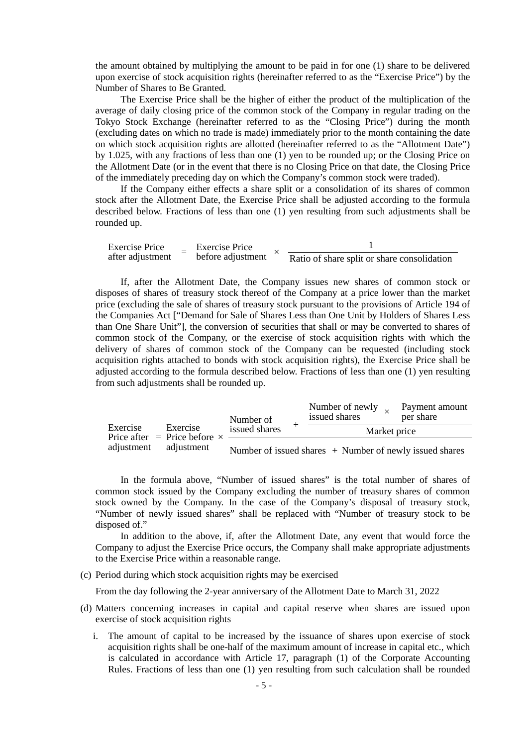the amount obtained by multiplying the amount to be paid in for one (1) share to be delivered upon exercise of stock acquisition rights (hereinafter referred to as the "Exercise Price") by the Number of Shares to Be Granted.

The Exercise Price shall be the higher of either the product of the multiplication of the average of daily closing price of the common stock of the Company in regular trading on the Tokyo Stock Exchange (hereinafter referred to as the "Closing Price") during the month (excluding dates on which no trade is made) immediately prior to the month containing the date on which stock acquisition rights are allotted (hereinafter referred to as the "Allotment Date") by 1.025, with any fractions of less than one (1) yen to be rounded up; or the Closing Price on the Allotment Date (or in the event that there is no Closing Price on that date, the Closing Price of the immediately preceding day on which the Company's common stock were traded).

If the Company either effects a share split or a consolidation of its shares of common stock after the Allotment Date, the Exercise Price shall be adjusted according to the formula described below. Fractions of less than one (1) yen resulting from such adjustments shall be rounded up.

$$\text{Exercise Price after adjustment} = \text{Exercise Price before adjustment} \times \frac{1}{\text{Ratio of share split or share consolidation}}$$

If, after the Allotment Date, the Company issues new shares of common stock or disposes of shares of treasury stock thereof of the Company at a price lower than the market price (excluding the sale of shares of treasury stock pursuant to the provisions of Article 194 of the Companies Act ["Demand for Sale of Shares Less than One Unit by Holders of Shares Less than One Share Unit"], the conversion of securities that shall or may be converted to shares of common stock of the Company, or the exercise of stock acquisition rights with which the delivery of shares of common stock of the Company can be requested (including stock acquisition rights attached to bonds with stock acquisition rights), the Exercise Price shall be adjusted according to the formula described below. Fractions of less than one (1) yen resulting from such adjustments shall be rounded up.

$$\text{Exercise Price after adjustment} = \text{Exercise Price before adjustment} \times \frac{\text{Number of issued shares} + \dfrac{\text{Number of newly issued shares} \times \text{Payment amount per share}}{\text{Market price}}}{\text{Number of issued shares} + \text{Number of newly issued shares}}$$

In the formula above, "Number of issued shares" is the total number of shares of common stock issued by the Company excluding the number of treasury shares of common stock owned by the Company. In the case of the Company's disposal of treasury stock, "Number of newly issued shares" shall be replaced with "Number of treasury stock to be disposed of."

In addition to the above, if, after the Allotment Date, any event that would force the Company to adjust the Exercise Price occurs, the Company shall make appropriate adjustments to the Exercise Price within a reasonable range.

(c) Period during which stock acquisition rights may be exercised

From the day following the 2-year anniversary of the Allotment Date to March 31, 2022

(d) Matters concerning increases in capital and capital reserve when shares are issued upon exercise of stock acquisition rights

i. The amount of capital to be increased by the issuance of shares upon exercise of stock acquisition rights shall be one-half of the maximum amount of increase in capital etc., which is calculated in accordance with Article 17, paragraph (1) of the Corporate Accounting Rules. Fractions of less than one (1) yen resulting from such calculation shall be rounded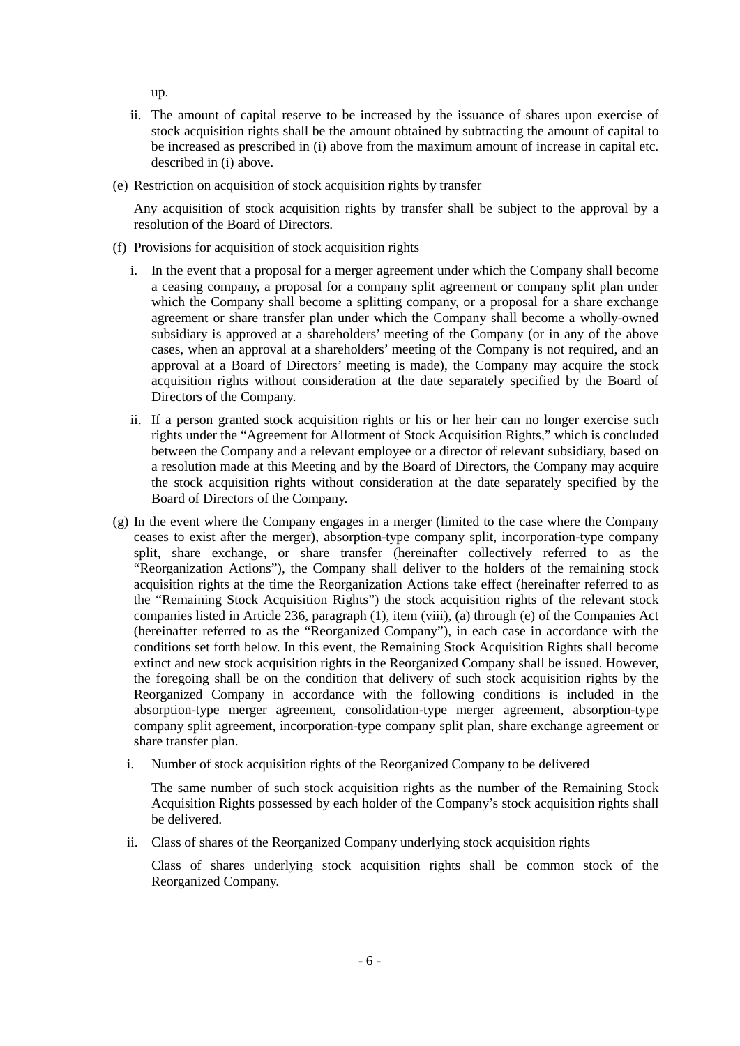up.

ii. The amount of capital reserve to be increased by the issuance of shares upon exercise of stock acquisition rights shall be the amount obtained by subtracting the amount of capital to be increased as prescribed in (i) above from the maximum amount of increase in capital etc. described in (i) above.

(e) Restriction on acquisition of stock acquisition rights by transfer

Any acquisition of stock acquisition rights by transfer shall be subject to the approval by a resolution of the Board of Directors.

(f) Provisions for acquisition of stock acquisition rights

i. In the event that a proposal for a merger agreement under which the Company shall become a ceasing company, a proposal for a company split agreement or company split plan under which the Company shall become a splitting company, or a proposal for a share exchange agreement or share transfer plan under which the Company shall become a wholly-owned subsidiary is approved at a shareholders' meeting of the Company (or in any of the above cases, when an approval at a shareholders' meeting of the Company is not required, and an approval at a Board of Directors' meeting is made), the Company may acquire the stock acquisition rights without consideration at the date separately specified by the Board of Directors of the Company.

ii. If a person granted stock acquisition rights or his or her heir can no longer exercise such rights under the "Agreement for Allotment of Stock Acquisition Rights," which is concluded between the Company and a relevant employee or a director of relevant subsidiary, based on a resolution made at this Meeting and by the Board of Directors, the Company may acquire the stock acquisition rights without consideration at the date separately specified by the Board of Directors of the Company.

(g) In the event where the Company engages in a merger (limited to the case where the Company ceases to exist after the merger), absorption-type company split, incorporation-type company split, share exchange, or share transfer (hereinafter collectively referred to as the "Reorganization Actions"), the Company shall deliver to the holders of the remaining stock acquisition rights at the time the Reorganization Actions take effect (hereinafter referred to as the "Remaining Stock Acquisition Rights") the stock acquisition rights of the relevant stock companies listed in Article 236, paragraph (1), item (viii), (a) through (e) of the Companies Act (hereinafter referred to as the "Reorganized Company"), in each case in accordance with the conditions set forth below. In this event, the Remaining Stock Acquisition Rights shall become extinct and new stock acquisition rights in the Reorganized Company shall be issued. However, the foregoing shall be on the condition that delivery of such stock acquisition rights by the Reorganized Company in accordance with the following conditions is included in the absorption-type merger agreement, consolidation-type merger agreement, absorption-type company split agreement, incorporation-type company split plan, share exchange agreement or share transfer plan.

i. Number of stock acquisition rights of the Reorganized Company to be delivered

The same number of such stock acquisition rights as the number of the Remaining Stock Acquisition Rights possessed by each holder of the Company's stock acquisition rights shall be delivered.

ii. Class of shares of the Reorganized Company underlying stock acquisition rights

Class of shares underlying stock acquisition rights shall be common stock of the Reorganized Company.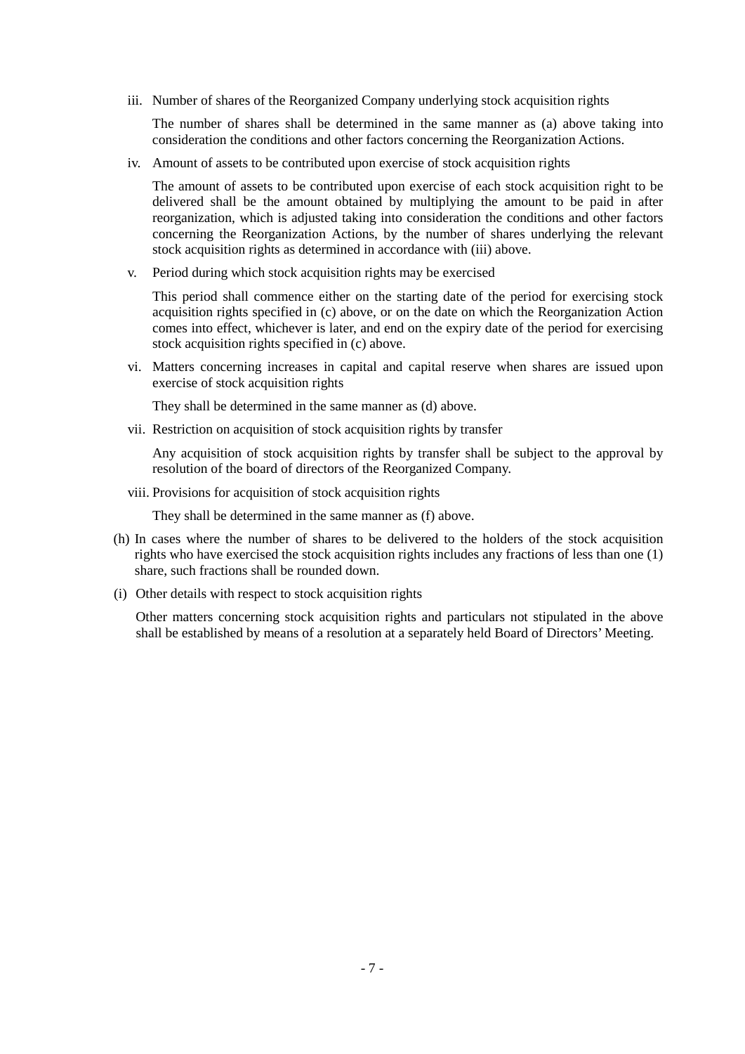iii. Number of shares of the Reorganized Company underlying stock acquisition rights

The number of shares shall be determined in the same manner as (a) above taking into consideration the conditions and other factors concerning the Reorganization Actions.

iv. Amount of assets to be contributed upon exercise of stock acquisition rights

The amount of assets to be contributed upon exercise of each stock acquisition right to be delivered shall be the amount obtained by multiplying the amount to be paid in after reorganization, which is adjusted taking into consideration the conditions and other factors concerning the Reorganization Actions, by the number of shares underlying the relevant stock acquisition rights as determined in accordance with (iii) above.

v. Period during which stock acquisition rights may be exercised

This period shall commence either on the starting date of the period for exercising stock acquisition rights specified in (c) above, or on the date on which the Reorganization Action comes into effect, whichever is later, and end on the expiry date of the period for exercising stock acquisition rights specified in (c) above.

vi. Matters concerning increases in capital and capital reserve when shares are issued upon exercise of stock acquisition rights

They shall be determined in the same manner as (d) above.

vii. Restriction on acquisition of stock acquisition rights by transfer

Any acquisition of stock acquisition rights by transfer shall be subject to the approval by resolution of the board of directors of the Reorganized Company.

viii. Provisions for acquisition of stock acquisition rights

They shall be determined in the same manner as (f) above.

(h) In cases where the number of shares to be delivered to the holders of the stock acquisition rights who have exercised the stock acquisition rights includes any fractions of less than one (1) share, such fractions shall be rounded down.

(i) Other details with respect to stock acquisition rights

Other matters concerning stock acquisition rights and particulars not stipulated in the above shall be established by means of a resolution at a separately held Board of Directors' Meeting.